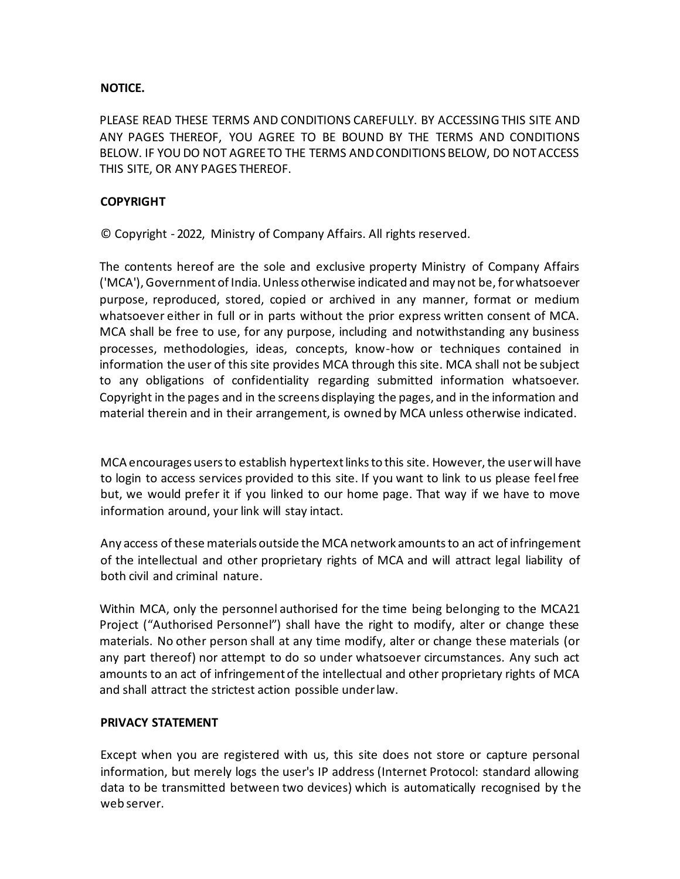**NOTICE.**

PLEASE READ THESE TERMS AND CONDITIONS CAREFULLY. BY ACCESSING THIS SITE AND ANY PAGES THEREOF, YOU AGREE TO BE BOUND BY THE TERMS AND CONDITIONS BELOW. IF YOU DO NOT AGREE TO THE TERMS AND CONDITIONS BELOW, DO NOT ACCESS THIS SITE, OR ANY PAGES THEREOF.

**COPYRIGHT**

© Copyright - 2022, Ministry of Company Affairs. All rights reserved.

The contents hereof are the sole and exclusive property Ministry of Company Affairs ('MCA'), Government of India. Unless otherwise indicated and may not be, for whatsoever purpose, reproduced, stored, copied or archived in any manner, format or medium whatsoever either in full or in parts without the prior express written consent of MCA. MCA shall be free to use, for any purpose, including and notwithstanding any business processes, methodologies, ideas, concepts, know-how or techniques contained in information the user of this site provides MCA through this site. MCA shall not be subject to any obligations of confidentiality regarding submitted information whatsoever. Copyright in the pages and in the screens displaying the pages, and in the information and material therein and in their arrangement, is owned by MCA unless otherwise indicated.

MCA encourages users to establish hypertext links to this site. However, the user will have to login to access services provided to this site. If you want to link to us please feel free but, we would prefer it if you linked to our home page. That way if we have to move information around, your link will stay intact.

Any access of these materials outside the MCA network amounts to an act of infringement of the intellectual and other proprietary rights of MCA and will attract legal liability of both civil and criminal nature.

Within MCA, only the personnel authorised for the time being belonging to the MCA21 Project ("Authorised Personnel") shall have the right to modify, alter or change these materials. No other person shall at any time modify, alter or change these materials (or any part thereof) nor attempt to do so under whatsoever circumstances. Any such act amounts to an act of infringement of the intellectual and other proprietary rights of MCA and shall attract the strictest action possible under law.

**PRIVACY STATEMENT**

Except when you are registered with us, this site does not store or capture personal information, but merely logs the user's IP address (Internet Protocol: standard allowing data to be transmitted between two devices) which is automatically recognised by the web server.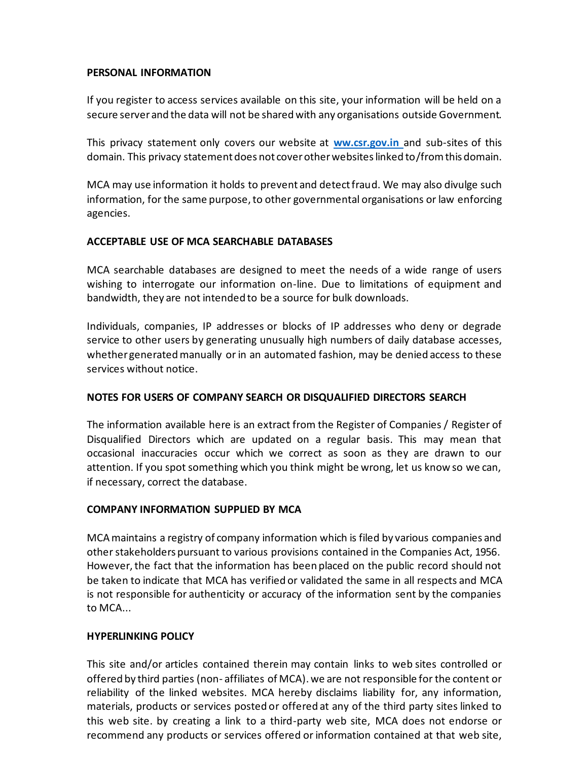## PERSONAL INFORMATION

If you register to access services available on this site, your information will be held on a secure server and the data will not be shared with any organisations outside Government.

This privacy statement only covers our website at **ww.csr.gov.in** and sub-sites of this domain. This privacy statement does not cover other websites linked to/from this domain.

MCA may use information it holds to prevent and detect fraud. We may also divulge such information, for the same purpose, to other governmental organisations or law enforcing agencies.

## ACCEPTABLE USE OF MCA SEARCHABLE DATABASES

MCA searchable databases are designed to meet the needs of a wide range of users wishing to interrogate our information on-line. Due to limitations of equipment and bandwidth, they are not intended to be a source for bulk downloads.

Individuals, companies, IP addresses or blocks of IP addresses who deny or degrade service to other users by generating unusually high numbers of daily database accesses, whether generated manually or in an automated fashion, may be denied access to these services without notice.

## NOTES FOR USERS OF COMPANY SEARCH OR DISQUALIFIED DIRECTORS SEARCH

The information available here is an extract from the Register of Companies / Register of Disqualified Directors which are updated on a regular basis. This may mean that occasional inaccuracies occur which we correct as soon as they are drawn to our attention. If you spot something which you think might be wrong, let us know so we can, if necessary, correct the database.

## COMPANY INFORMATION SUPPLIED BY MCA

MCA maintains a registry of company information which is filed by various companies and other stakeholders pursuant to various provisions contained in the Companies Act, 1956. However, the fact that the information has been placed on the public record should not be taken to indicate that MCA has verified or validated the same in all respects and MCA is not responsible for authenticity or accuracy of the information sent by the companies to MCA...

## HYPERLINKING POLICY

This site and/or articles contained therein may contain links to web sites controlled or offered by third parties (non- affiliates of MCA). we are not responsible for the content or reliability of the linked websites. MCA hereby disclaims liability for, any information, materials, products or services posted or offered at any of the third party sites linked to this web site. by creating a link to a third-party web site, MCA does not endorse or recommend any products or services offered or information contained at that web site,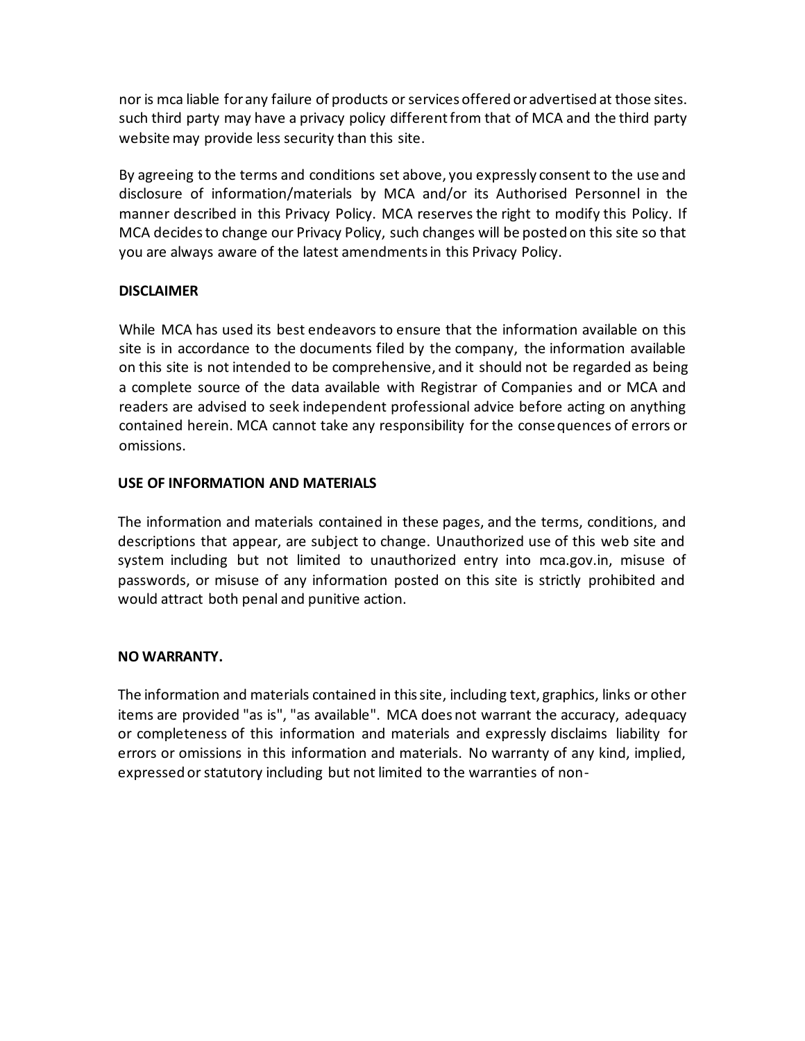nor is mca liable for any failure of products or services offered or advertised at those sites. such third party may have a privacy policy different from that of MCA and the third party website may provide less security than this site.

By agreeing to the terms and conditions set above, you expressly consent to the use and disclosure of information/materials by MCA and/or its Authorised Personnel in the manner described in this Privacy Policy. MCA reserves the right to modify this Policy. If MCA decides to change our Privacy Policy, such changes will be posted on this site so that you are always aware of the latest amendments in this Privacy Policy.

**DISCLAIMER**

While MCA has used its best endeavors to ensure that the information available on this site is in accordance to the documents filed by the company, the information available on this site is not intended to be comprehensive, and it should not be regarded as being a complete source of the data available with Registrar of Companies and or MCA and readers are advised to seek independent professional advice before acting on anything contained herein. MCA cannot take any responsibility for the consequences of errors or omissions.

**USE OF INFORMATION AND MATERIALS**

The information and materials contained in these pages, and the terms, conditions, and descriptions that appear, are subject to change. Unauthorized use of this web site and system including but not limited to unauthorized entry into mca.gov.in, misuse of passwords, or misuse of any information posted on this site is strictly prohibited and would attract both penal and punitive action.

**NO WARRANTY.**

The information and materials contained in this site, including text, graphics, links or other items are provided "as is", "as available". MCA does not warrant the accuracy, adequacy or completeness of this information and materials and expressly disclaims liability for errors or omissions in this information and materials. No warranty of any kind, implied, expressed or statutory including but not limited to the warranties of non-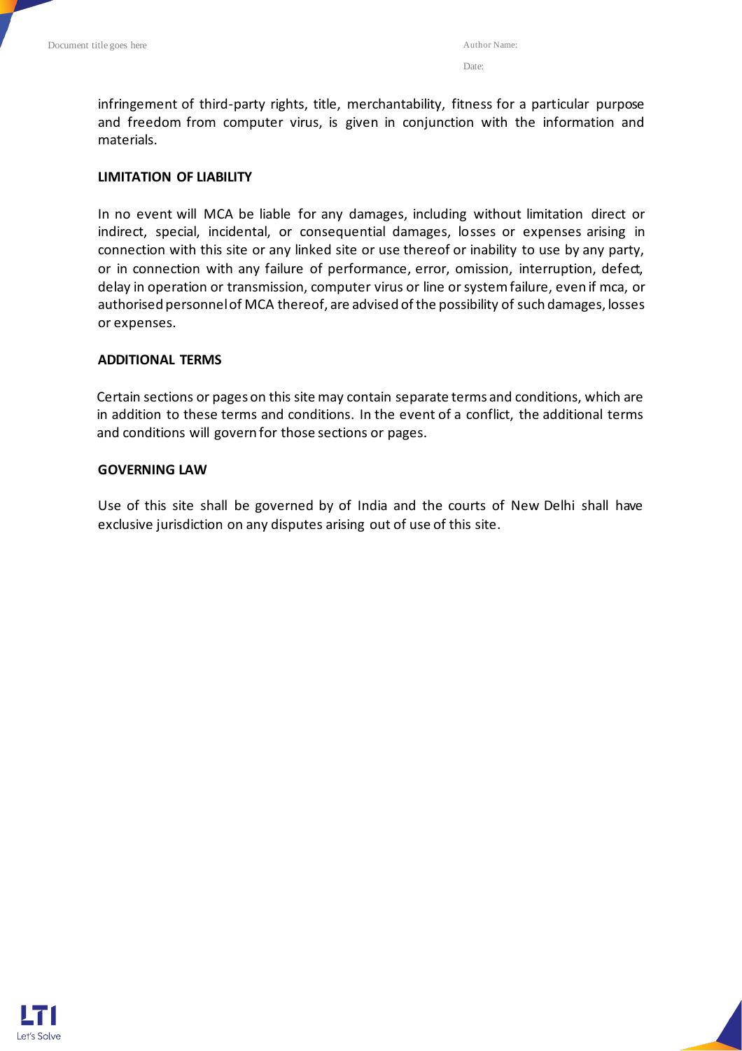infringement of third-party rights, title, merchantability, fitness for a particular purpose and freedom from computer virus, is given in conjunction with the information and materials.

**LIMITATION OF LIABILITY**

In no event will MCA be liable for any damages, including without limitation direct or indirect, special, incidental, or consequential damages, losses or expenses arising in connection with this site or any linked site or use thereof or inability to use by any party, or in connection with any failure of performance, error, omission, interruption, defect, delay in operation or transmission, computer virus or line or system failure, even if mca, or authorised personnel of MCA thereof, are advised of the possibility of such damages, losses or expenses.

**ADDITIONAL TERMS**

Certain sections or pages on this site may contain separate terms and conditions, which are in addition to these terms and conditions. In the event of a conflict, the additional terms and conditions will govern for those sections or pages.

**GOVERNING LAW**

Use of this site shall be governed by of India and the courts of New Delhi shall have exclusive jurisdiction on any disputes arising out of use of this site.